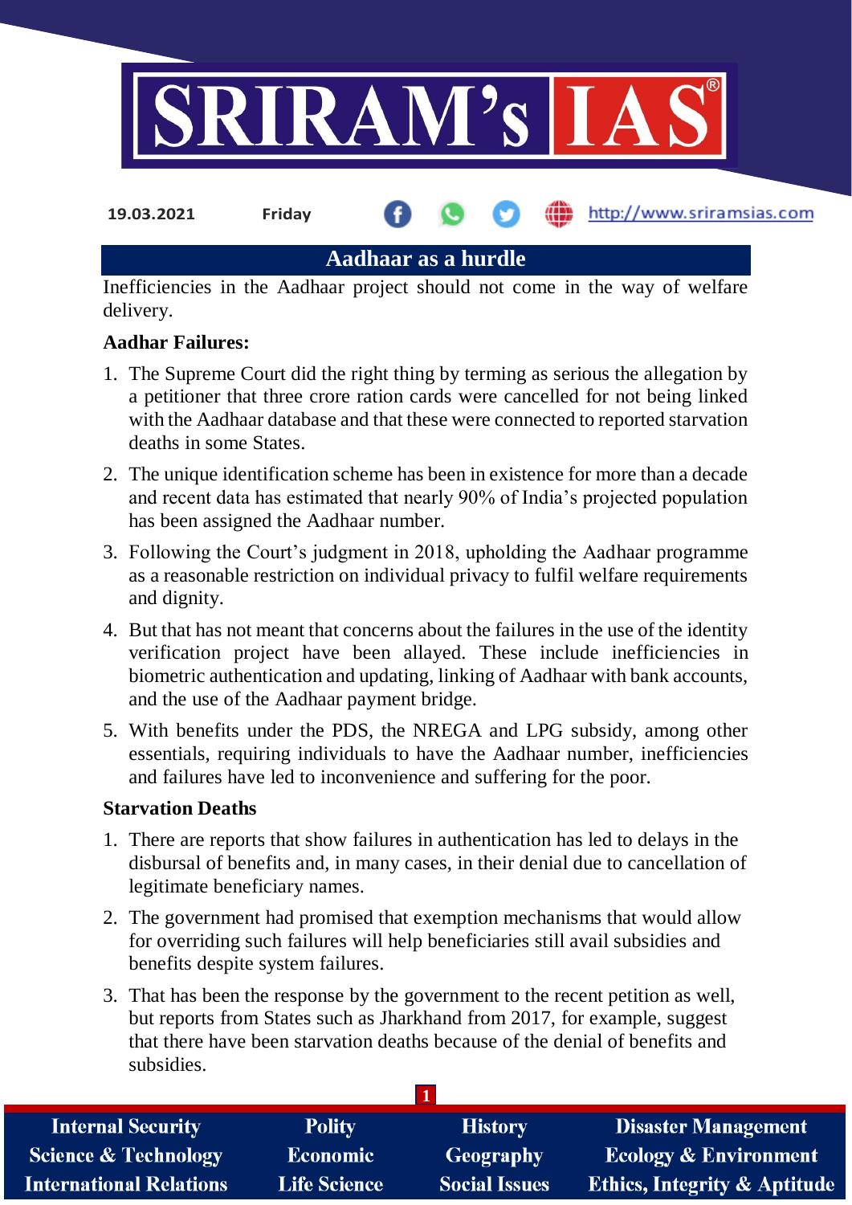19.03.2021 Friday

## Aadhaar as a hurdle

Inefficiencies in the Aadhaar project should not come in the way of welfare delivery.

**Aadhar Failures:**

1. The Supreme Court did the right thing by terming as serious the allegation by a petitioner that three crore ration cards were cancelled for not being linked with the Aadhaar database and that these were connected to reported starvation deaths in some States.
2. The unique identification scheme has been in existence for more than a decade and recent data has estimated that nearly 90% of India's projected population has been assigned the Aadhaar number.
3. Following the Court's judgment in 2018, upholding the Aadhaar programme as a reasonable restriction on individual privacy to fulfil welfare requirements and dignity.
4. But that has not meant that concerns about the failures in the use of the identity verification project have been allayed. These include inefficiencies in biometric authentication and updating, linking of Aadhaar with bank accounts, and the use of the Aadhaar payment bridge.
5. With benefits under the PDS, the NREGA and LPG subsidy, among other essentials, requiring individuals to have the Aadhaar number, inefficiencies and failures have led to inconvenience and suffering for the poor.

**Starvation Deaths**

1. There are reports that show failures in authentication has led to delays in the disbursal of benefits and, in many cases, in their denial due to cancellation of legitimate beneficiary names.
2. The government had promised that exemption mechanisms that would allow for overriding such failures will help beneficiaries still avail subsidies and benefits despite system failures.
3. That has been the response by the government to the recent petition as well, but reports from States such as Jharkhand from 2017, for example, suggest that there have been starvation deaths because of the denial of benefits and subsidies.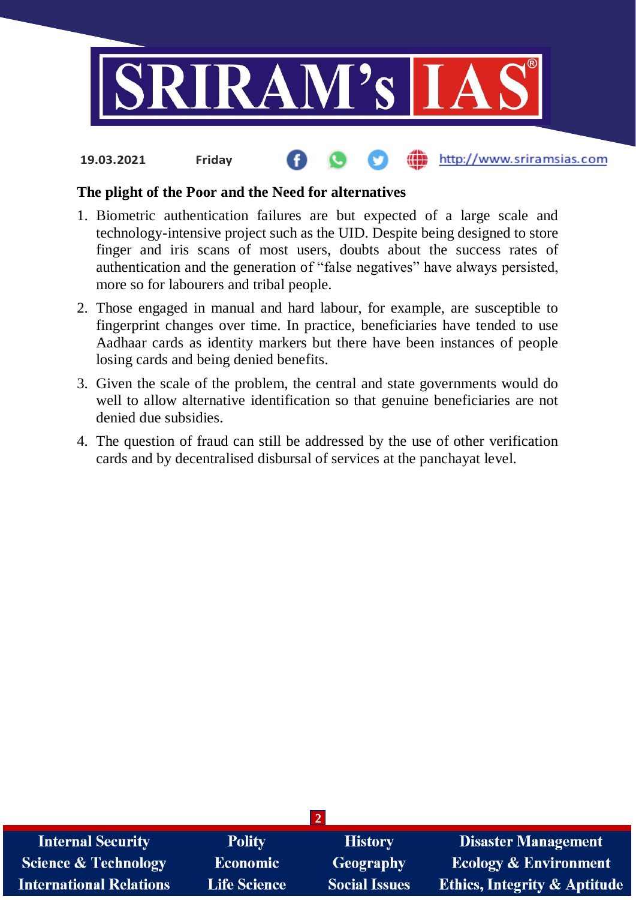**The plight of the Poor and the Need for alternatives**

1. Biometric authentication failures are but expected of a large scale and technology-intensive project such as the UID. Despite being designed to store finger and iris scans of most users, doubts about the success rates of authentication and the generation of "false negatives" have always persisted, more so for labourers and tribal people.
2. Those engaged in manual and hard labour, for example, are susceptible to fingerprint changes over time. In practice, beneficiaries have tended to use Aadhaar cards as identity markers but there have been instances of people losing cards and being denied benefits.
3. Given the scale of the problem, the central and state governments would do well to allow alternative identification so that genuine beneficiaries are not denied due subsidies.
4. The question of fraud can still be addressed by the use of other verification cards and by decentralised disbursal of services at the panchayat level.